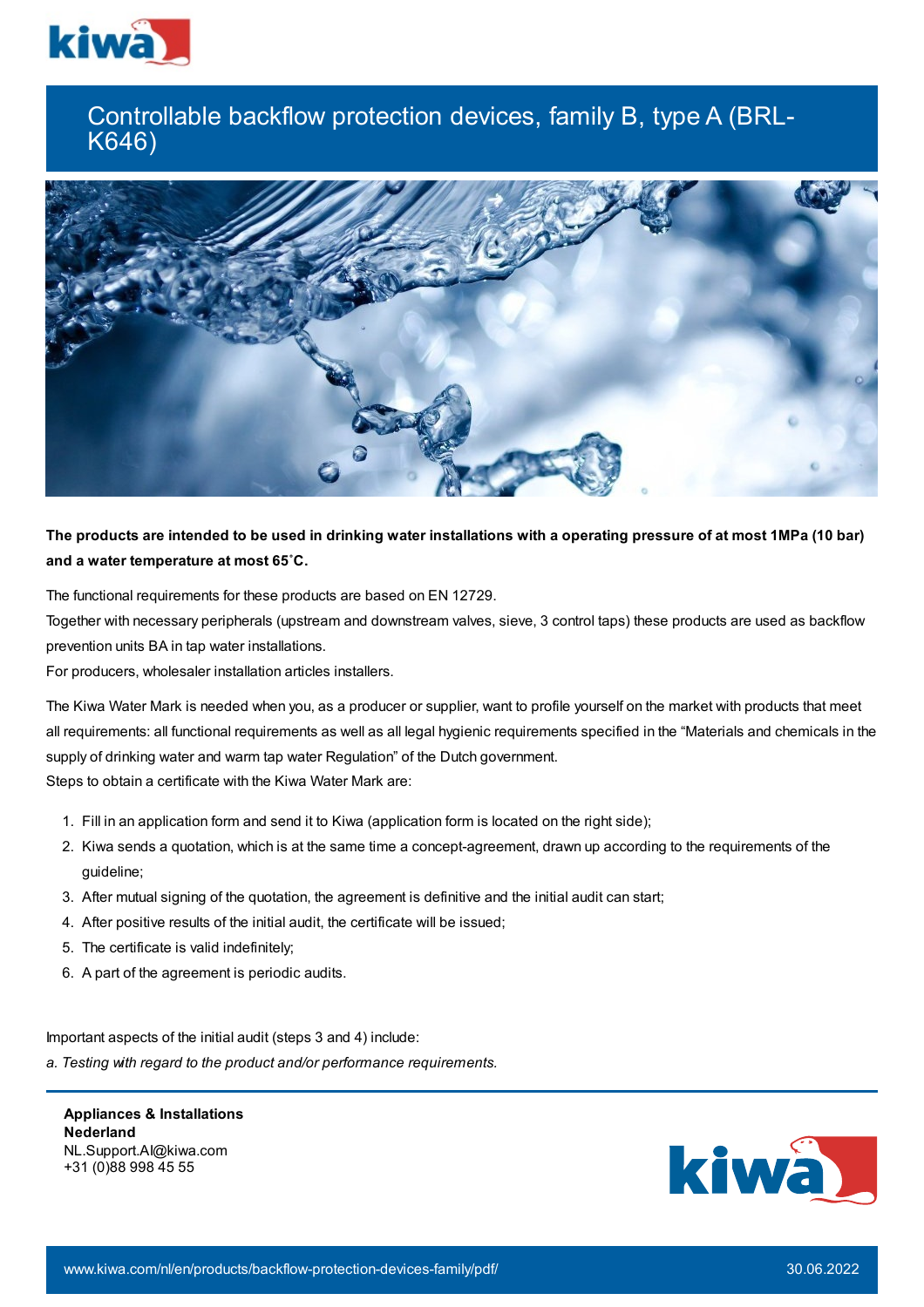# Controllable backflow protection devices, family B, type A (BRL-K646)

**The products are intended to be used in drinking water installations with a operating pressure of at most 1MPa (10 bar) and a water temperature at most 65˚C.**

The functional requirements for these products are based on EN 12729.
Together with necessary peripherals (upstream and downstream valves, sieve, 3 control taps) these products are used as backflow prevention units BA in tap water installations.
For producers, wholesaler installation articles installers.

The Kiwa Water Mark is needed when you, as a producer or supplier, want to profile yourself on the market with products that meet all requirements: all functional requirements as well as all legal hygienic requirements specified in the “Materials and chemicals in the supply of drinking water and warm tap water Regulation” of the Dutch government.
Steps to obtain a certificate with the Kiwa Water Mark are:

1. Fill in an application form and send it to Kiwa (application form is located on the right side);
2. Kiwa sends a quotation, which is at the same time a concept-agreement, drawn up according to the requirements of the guideline;
3. After mutual signing of the quotation, the agreement is definitive and the initial audit can start;
4. After positive results of the initial audit, the certificate will be issued;
5. The certificate is valid indefinitely;
6. A part of the agreement is periodic audits.

Important aspects of the initial audit (steps 3 and 4) include:
*a. Testing with regard to the product and/or performance requirements.*

**Appliances & Installations**
**Nederland**
NL.Support.AI@kiwa.com
+31 (0)88 998 45 55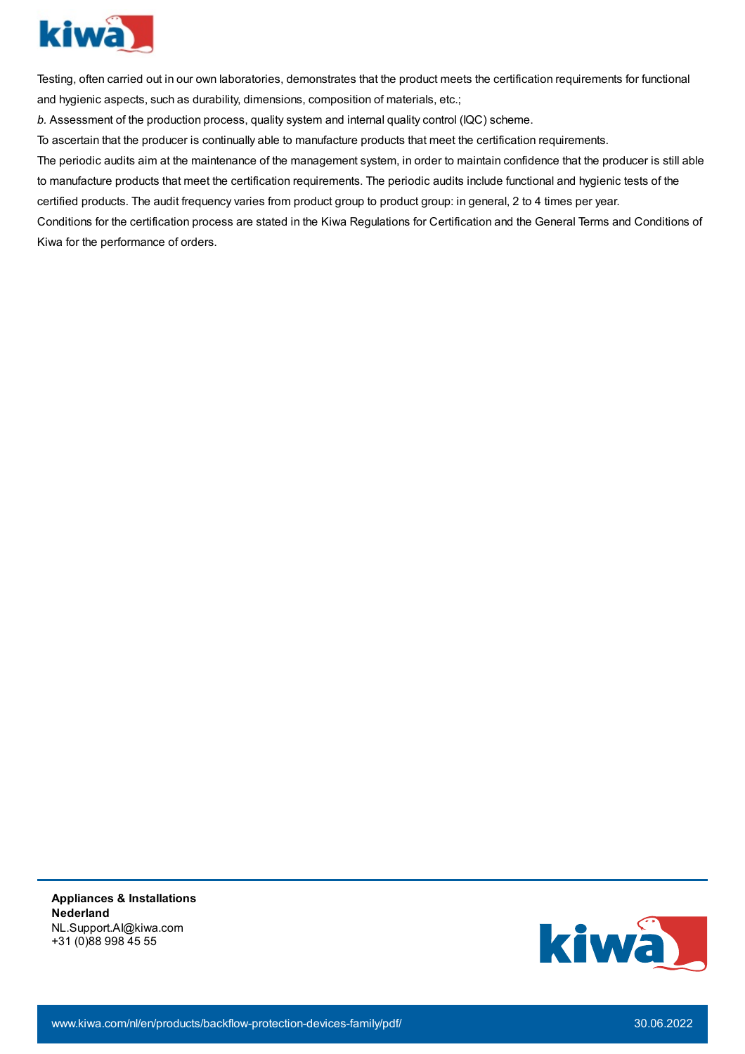Testing, often carried out in our own laboratories, demonstrates that the product meets the certification requirements for functional and hygienic aspects, such as durability, dimensions, composition of materials, etc.;

*b.* Assessment of the production process, quality system and internal quality control (IQC) scheme.

To ascertain that the producer is continually able to manufacture products that meet the certification requirements.

The periodic audits aim at the maintenance of the management system, in order to maintain confidence that the producer is still able to manufacture products that meet the certification requirements. The periodic audits include functional and hygienic tests of the certified products. The audit frequency varies from product group to product group: in general, 2 to 4 times per year.

Conditions for the certification process are stated in the Kiwa Regulations for Certification and the General Terms and Conditions of Kiwa for the performance of orders.

**Appliances & Installations**
**Nederland**
NL.Support.AI@kiwa.com
+31 (0)88 998 45 55